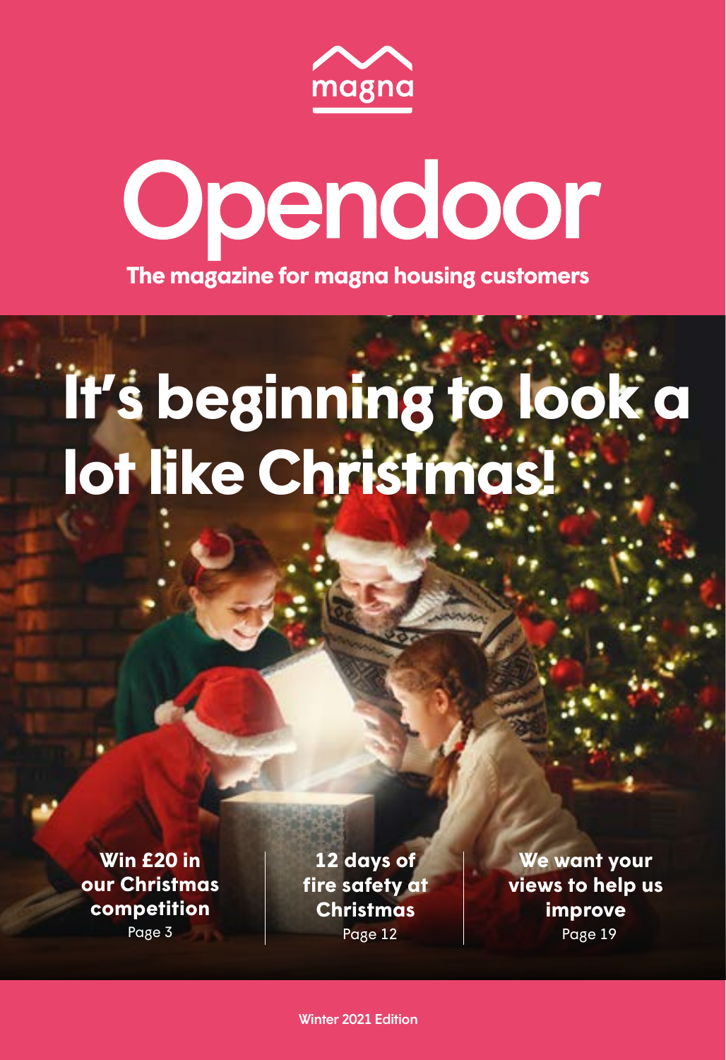magna

# Opendoor

**The magazine for magna housing customers**

## It's beginning to look a lot like Christmas!

**Win £20 in our Christmas competition**
Page 3

**12 days of fire safety at Christmas**
Page 12

**We want your views to help us improve**
Page 19

Winter 2021 Edition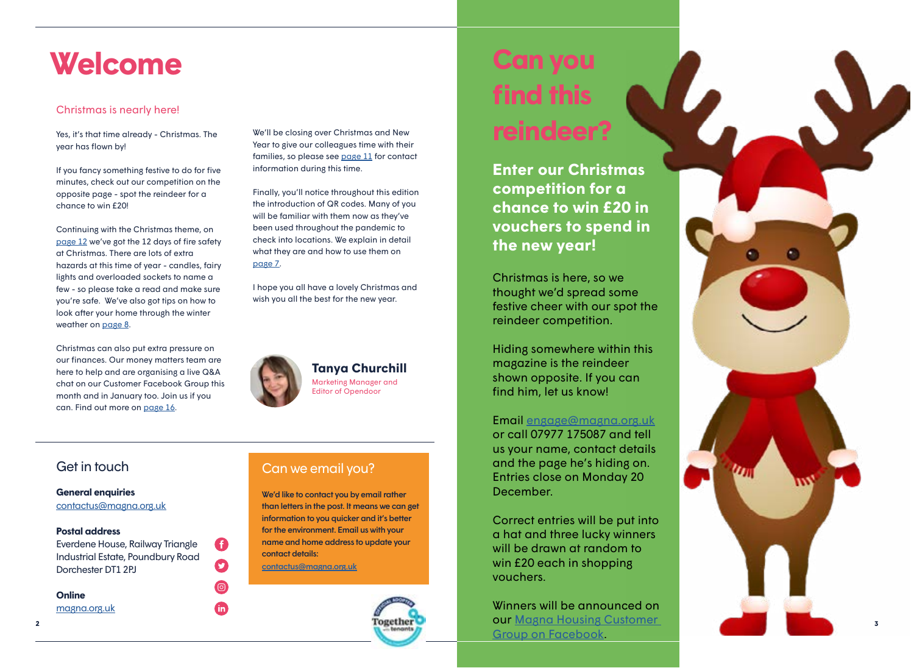# Welcome

## Christmas is nearly here!

Yes, it's that time already - Christmas. The year has flown by!

If you fancy something festive to do for five minutes, check out our competition on the opposite page - spot the reindeer for a chance to win £20!

Continuing with the Christmas theme, on page 12 we've got the 12 days of fire safety at Christmas. There are lots of extra hazards at this time of year - candles, fairy lights and overloaded sockets to name a few - so please take a read and make sure you're safe. We've also got tips on how to look after your home through the winter weather on page 8.

Christmas can also put extra pressure on our finances. Our money matters team are here to help and are organising a live Q&A chat on our Customer Facebook Group this month and in January too. Join us if you can. Find out more on page 16.

We'll be closing over Christmas and New Year to give our colleagues time with their families, so please see page 11 for contact information during this time.

Finally, you'll notice throughout this edition the introduction of QR codes. Many of you will be familiar with them now as they've been used throughout the pandemic to check into locations. We explain in detail what they are and how to use them on page 7.

I hope you all have a lovely Christmas and wish you all the best for the new year.

**Tanya Churchill**
Marketing Manager and Editor of Opendoor

## Get in touch

**General enquiries**
contactus@magna.org.uk

**Postal address**
Everdene House, Railway Triangle Industrial Estate, Poundbury Road Dorchester DT1 2PJ

**Online**
magna.org.uk

## Can we email you?

**We'd like to contact you by email rather than letters in the post. It means we can get information to you quicker and it's better for the environment. Email us with your name and home address to update your contact details:**
contactus@magna.org.uk

# Can you find this reindeer?

**Enter our Christmas competition for a chance to win £20 in vouchers to spend in the new year!**

Christmas is here, so we thought we'd spread some festive cheer with our spot the reindeer competition.

Hiding somewhere within this magazine is the reindeer shown opposite. If you can find him, let us know!

Email engage@magna.org.uk or call 07977 175087 and tell us your name, contact details and the page he's hiding on. Entries close on Monday 20 December.

Correct entries will be put into a hat and three lucky winners will be drawn at random to win £20 each in shopping vouchers.

Winners will be announced on our Magna Housing Customer Group on Facebook.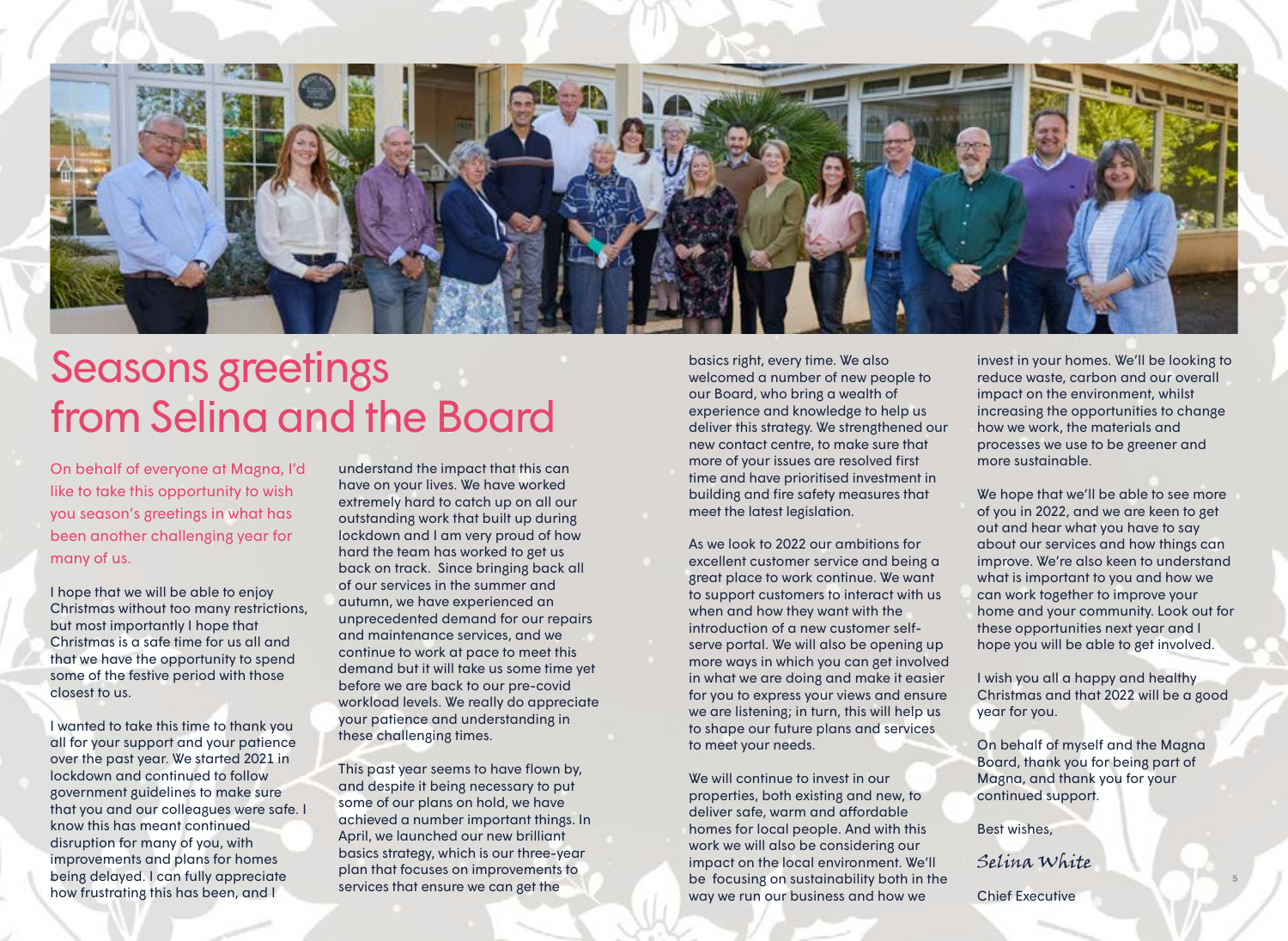# Seasons greetings from Selina and the Board

On behalf of everyone at Magna, I'd like to take this opportunity to wish you season's greetings in what has been another challenging year for many of us.

I hope that we will be able to enjoy Christmas without too many restrictions, but most importantly I hope that Christmas is a safe time for us all and that we have the opportunity to spend some of the festive period with those closest to us.

I wanted to take this time to thank you all for your support and your patience over the past year. We started 2021 in lockdown and continued to follow government guidelines to make sure that you and our colleagues were safe. I know this has meant continued disruption for many of you, with improvements and plans for homes being delayed. I can fully appreciate how frustrating this has been, and I understand the impact that this can have on your lives. We have worked extremely hard to catch up on all our outstanding work that built up during lockdown and I am very proud of how hard the team has worked to get us back on track. Since bringing back all of our services in the summer and autumn, we have experienced an unprecedented demand for our repairs and maintenance services, and we continue to work at pace to meet this demand but it will take us some time yet before we are back to our pre-covid workload levels. We really do appreciate your patience and understanding in these challenging times.

This past year seems to have flown by, and despite it being necessary to put some of our plans on hold, we have achieved a number important things. In April, we launched our new brilliant basics strategy, which is our three-year plan that focuses on improvements to services that ensure we can get the basics right, every time. We also welcomed a number of new people to our Board, who bring a wealth of experience and knowledge to help us deliver this strategy. We strengthened our new contact centre, to make sure that more of your issues are resolved first time and have prioritised investment in building and fire safety measures that meet the latest legislation.

As we look to 2022 our ambitions for excellent customer service and being a great place to work continue. We want to support customers to interact with us when and how they want with the introduction of a new customer self-serve portal. We will also be opening up more ways in which you can get involved in what we are doing and make it easier for you to express your views and ensure we are listening; in turn, this will help us to shape our future plans and services to meet your needs.

We will continue to invest in our properties, both existing and new, to deliver safe, warm and affordable homes for local people. And with this work we will also be considering our impact on the local environment. We'll be focusing on sustainability both in the way we run our business and how we invest in your homes. We'll be looking to reduce waste, carbon and our overall impact on the environment, whilst increasing the opportunities to change how we work, the materials and processes we use to be greener and more sustainable.

We hope that we'll be able to see more of you in 2022, and we are keen to get out and hear what you have to say about our services and how things can improve. We're also keen to understand what is important to you and how we can work together to improve your home and your community. Look out for these opportunities next year and I hope you will be able to get involved.

I wish you all a happy and healthy Christmas and that 2022 will be a good year for you.

On behalf of myself and the Magna Board, thank you for being part of Magna, and thank you for your continued support.

Best wishes,

*Selina White*

Chief Executive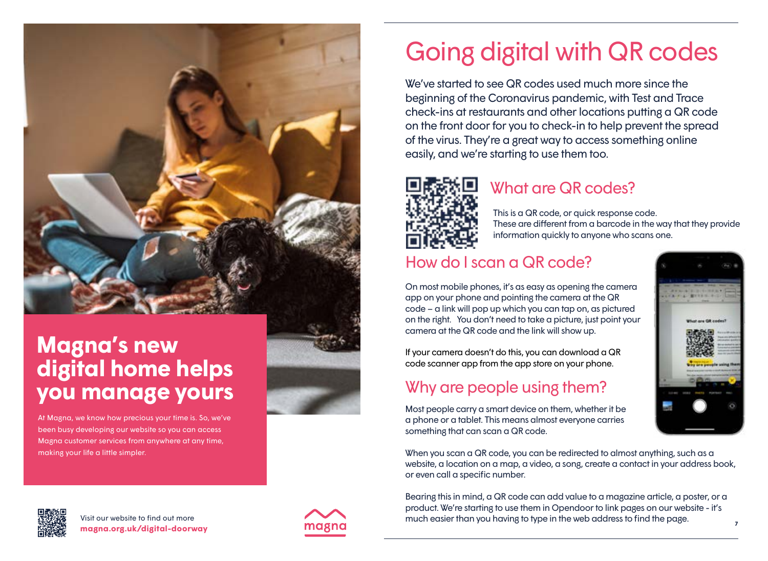## Magna's new digital home helps you manage yours

At Magna, we know how precious your time is. So, we've been busy developing our website so you can access Magna customer services from anywhere at any time, making your life a little simpler.

Visit our website to find out more
**magna.org.uk/digital-doorway**

# Going digital with QR codes

We've started to see QR codes used much more since the beginning of the Coronavirus pandemic, with Test and Trace check-ins at restaurants and other locations putting a QR code on the front door for you to check-in to help prevent the spread of the virus. They're a great way to access something online easily, and we're starting to use them too.

## What are QR codes?

This is a QR code, or quick response code. These are different from a barcode in the way that they provide information quickly to anyone who scans one.

## How do I scan a QR code?

On most mobile phones, it's as easy as opening the camera app on your phone and pointing the camera at the QR code – a link will pop up which you can tap on, as pictured on the right. You don't need to take a picture, just point your camera at the QR code and the link will show up.

If your camera doesn't do this, you can download a QR code scanner app from the app store on your phone.

## Why are people using them?

Most people carry a smart device on them, whether it be a phone or a tablet. This means almost everyone carries something that can scan a QR code.

When you scan a QR code, you can be redirected to almost anything, such as a website, a location on a map, a video, a song, create a contact in your address book, or even call a specific number.

Bearing this in mind, a QR code can add value to a magazine article, a poster, or a product. We're starting to use them in Opendoor to link pages on our website - it's much easier than you having to type in the web address to find the page.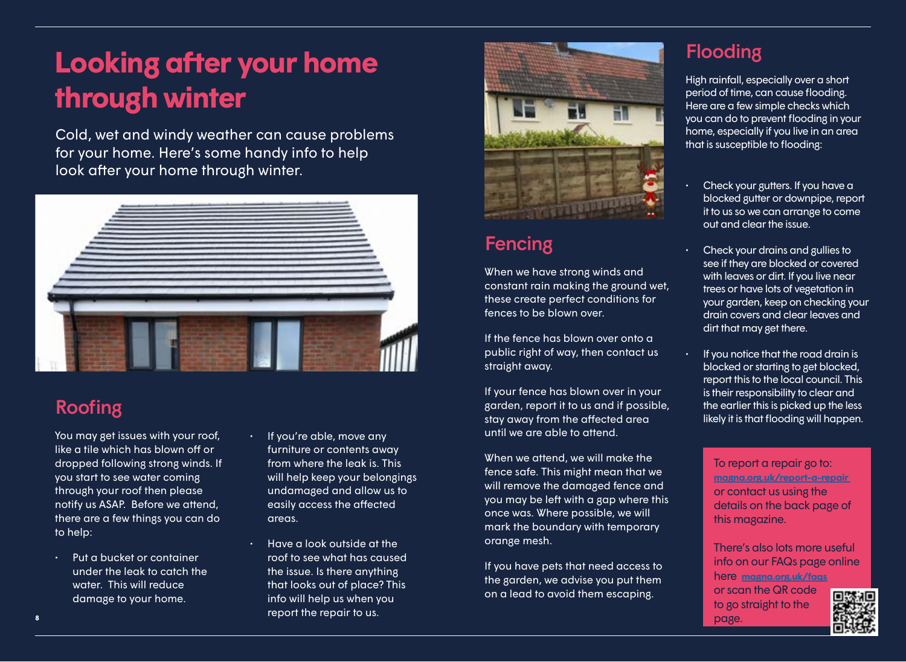# Looking after your home through winter

Cold, wet and windy weather can cause problems for your home. Here's some handy info to help look after your home through winter.

## Roofing

You may get issues with your roof, like a tile which has blown off or dropped following strong winds. If you start to see water coming through your roof then please notify us ASAP. Before we attend, there are a few things you can do to help:

- Put a bucket or container under the leak to catch the water. This will reduce damage to your home.
- If you're able, move any furniture or contents away from where the leak is. This will help keep your belongings undamaged and allow us to easily access the affected areas.
- Have a look outside at the roof to see what has caused the issue. Is there anything that looks out of place? This info will help us when you report the repair to us.

## Fencing

When we have strong winds and constant rain making the ground wet, these create perfect conditions for fences to be blown over.

If the fence has blown over onto a public right of way, then contact us straight away.

If your fence has blown over in your garden, report it to us and if possible, stay away from the affected area until we are able to attend.

When we attend, we will make the fence safe. This might mean that we will remove the damaged fence and you may be left with a gap where this once was. Where possible, we will mark the boundary with temporary orange mesh.

If you have pets that need access to the garden, we advise you put them on a lead to avoid them escaping.

## Flooding

High rainfall, especially over a short period of time, can cause flooding. Here are a few simple checks which you can do to prevent flooding in your home, especially if you live in an area that is susceptible to flooding:

- Check your gutters. If you have a blocked gutter or downpipe, report it to us so we can arrange to come out and clear the issue.
- Check your drains and gullies to see if they are blocked or covered with leaves or dirt. If you live near trees or have lots of vegetation in your garden, keep on checking your drain covers and clear leaves and dirt that may get there.
- If you notice that the road drain is blocked or starting to get blocked, report this to the local council. This is their responsibility to clear and the earlier this is picked up the less likely it is that flooding will happen.

To report a repair go to: magna.org.uk/report-a-repair or contact us using the details on the back page of this magazine.

There's also lots more useful info on our FAQs page online here magna.org.uk/faqs or scan the QR code to go straight to the page.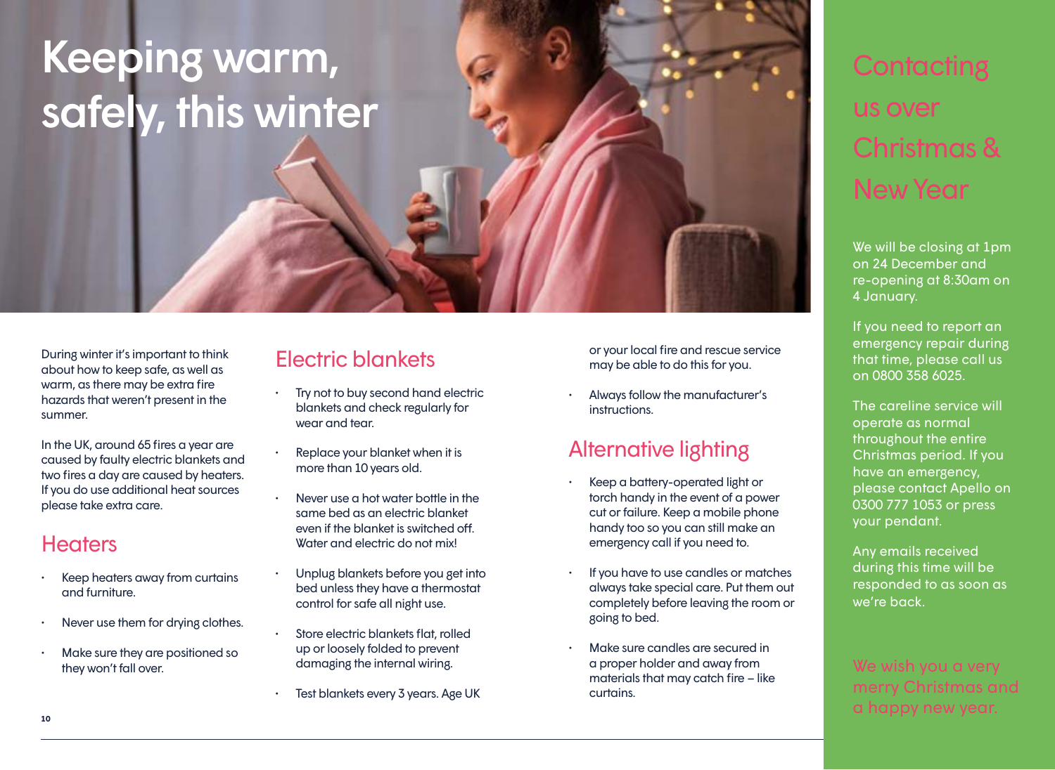# Keeping warm, safely, this winter

During winter it's important to think about how to keep safe, as well as warm, as there may be extra fire hazards that weren't present in the summer.

In the UK, around 65 fires a year are caused by faulty electric blankets and two fires a day are caused by heaters. If you do use additional heat sources please take extra care.

## Heaters

- Keep heaters away from curtains and furniture.
- Never use them for drying clothes.
- Make sure they are positioned so they won't fall over.

## Electric blankets

- Try not to buy second hand electric blankets and check regularly for wear and tear.
- Replace your blanket when it is more than 10 years old.
- Never use a hot water bottle in the same bed as an electric blanket even if the blanket is switched off. Water and electric do not mix!
- Unplug blankets before you get into bed unless they have a thermostat control for safe all night use.
- Store electric blankets flat, rolled up or loosely folded to prevent damaging the internal wiring.
- Test blankets every 3 years. Age UK or your local fire and rescue service may be able to do this for you.
- Always follow the manufacturer's instructions.

## Alternative lighting

- Keep a battery-operated light or torch handy in the event of a power cut or failure. Keep a mobile phone handy too so you can still make an emergency call if you need to.
- If you have to use candles or matches always take special care. Put them out completely before leaving the room or going to bed.
- Make sure candles are secured in a proper holder and away from materials that may catch fire – like curtains.

# Contacting us over Christmas & New Year

We will be closing at 1pm on 24 December and re-opening at 8:30am on 4 January.

If you need to report an emergency repair during that time, please call us on 0800 358 6025.

The careline service will operate as normal throughout the entire Christmas period. If you have an emergency, please contact Apello on 0300 777 1053 or press your pendant.

Any emails received during this time will be responded to as soon as we're back.

We wish you a very merry Christmas and a happy new year.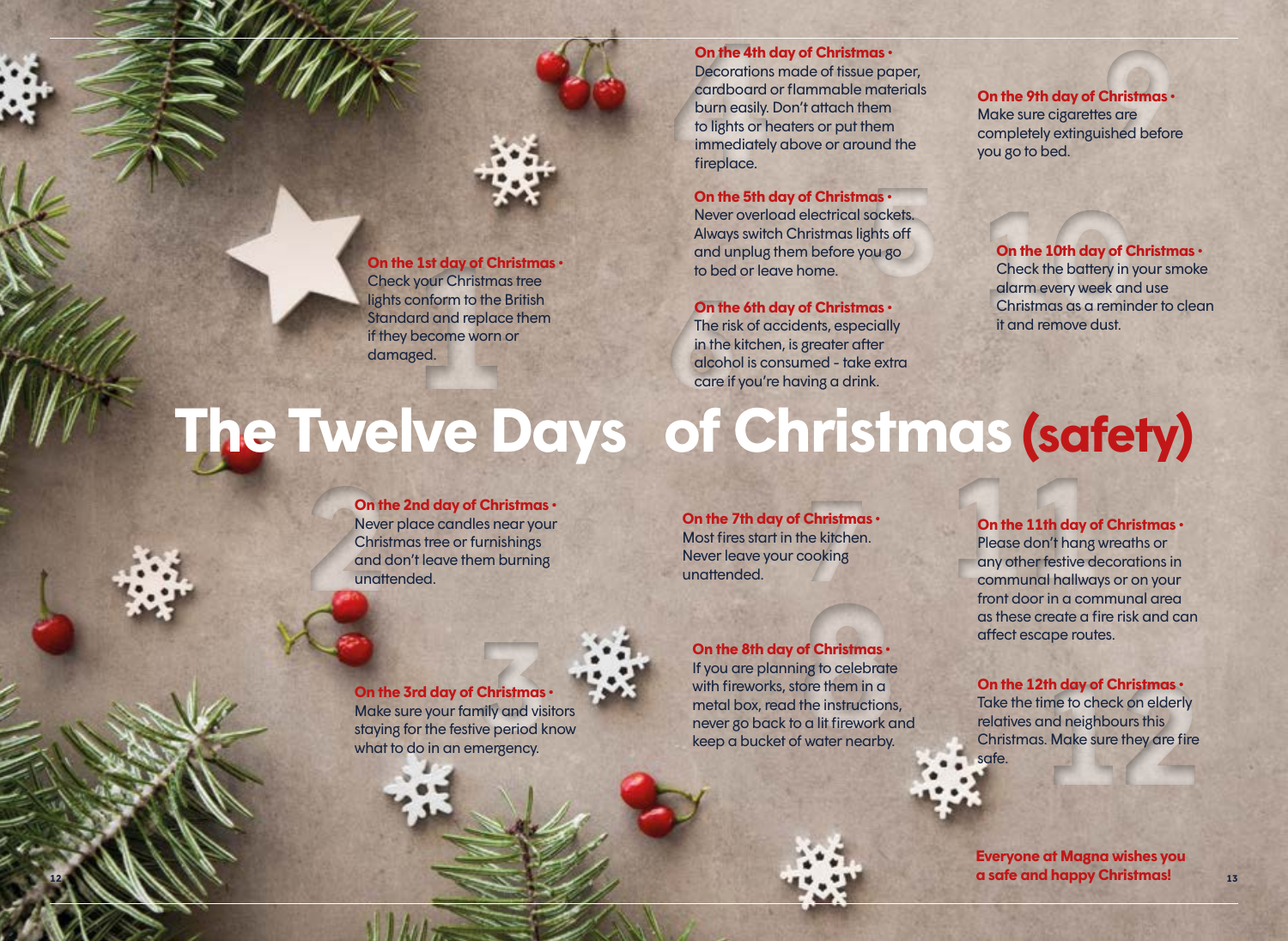# The Twelve Days of Christmas (safety)

**On the 1st day of Christmas •**
Check your Christmas tree lights conform to the British Standard and replace them if they become worn or damaged.

**On the 2nd day of Christmas •**
Never place candles near your Christmas tree or furnishings and don't leave them burning unattended.

**On the 3rd day of Christmas •**
Make sure your family and visitors staying for the festive period know what to do in an emergency.

**On the 4th day of Christmas •**
Decorations made of tissue paper, cardboard or flammable materials burn easily. Don't attach them to lights or heaters or put them immediately above or around the fireplace.

**On the 5th day of Christmas •**
Never overload electrical sockets. Always switch Christmas lights off and unplug them before you go to bed or leave home.

**On the 6th day of Christmas •**
The risk of accidents, especially in the kitchen, is greater after alcohol is consumed - take extra care if you're having a drink.

**On the 7th day of Christmas •**
Most fires start in the kitchen. Never leave your cooking unattended.

**On the 8th day of Christmas •**
If you are planning to celebrate with fireworks, store them in a metal box, read the instructions, never go back to a lit firework and keep a bucket of water nearby.

**On the 9th day of Christmas •**
Make sure cigarettes are completely extinguished before you go to bed.

**On the 10th day of Christmas •**
Check the battery in your smoke alarm every week and use Christmas as a reminder to clean it and remove dust.

**On the 11th day of Christmas •**
Please don't hang wreaths or any other festive decorations in communal hallways or on your front door in a communal area as these create a fire risk and can affect escape routes.

**On the 12th day of Christmas •**
Take the time to check on elderly relatives and neighbours this Christmas. Make sure they are fire safe.

**Everyone at Magna wishes you a safe and happy Christmas!**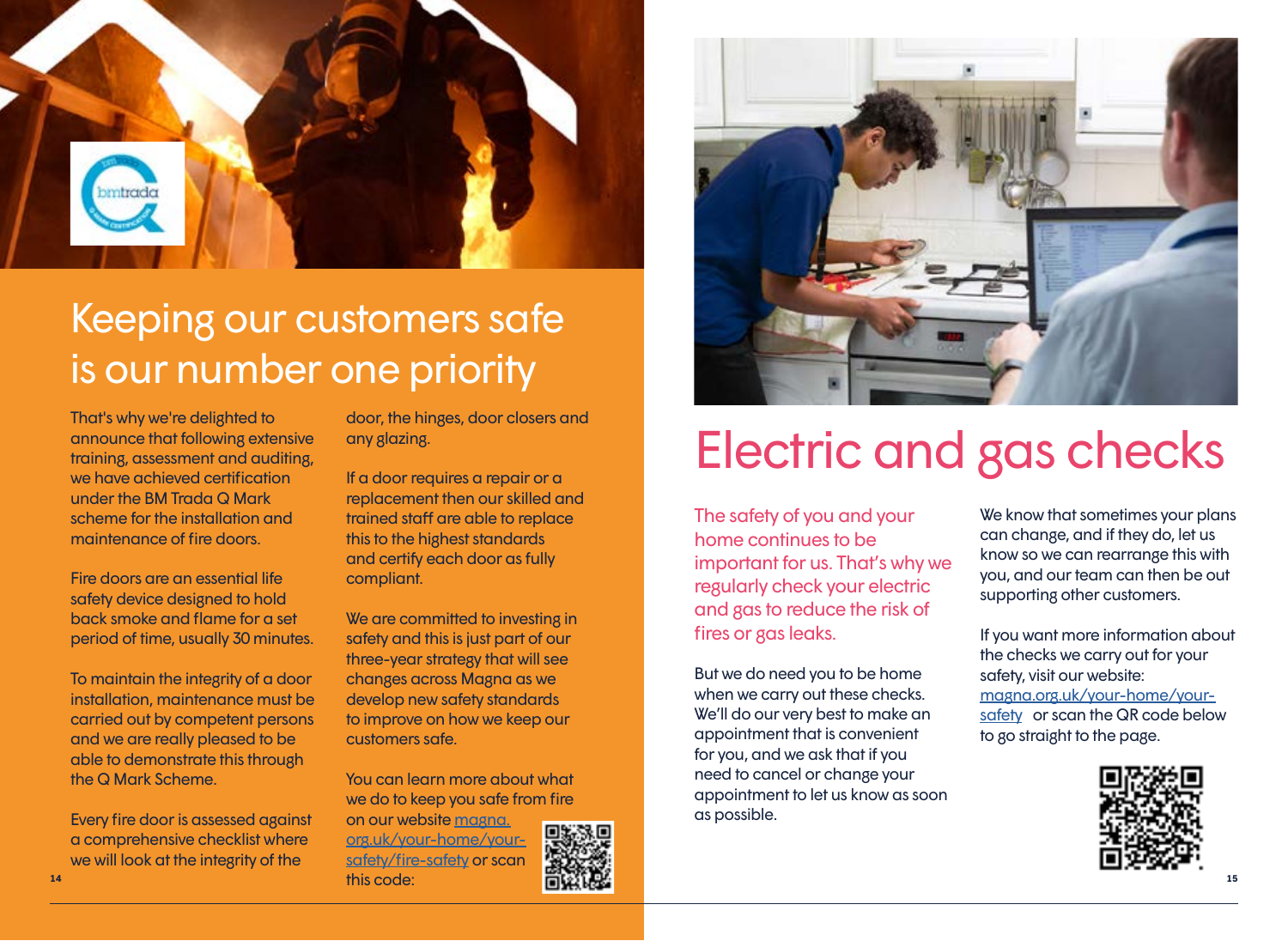# Keeping our customers safe is our number one priority

That's why we're delighted to announce that following extensive training, assessment and auditing, we have achieved certification under the BM Trada Q Mark scheme for the installation and maintenance of fire doors.

Fire doors are an essential life safety device designed to hold back smoke and flame for a set period of time, usually 30 minutes.

To maintain the integrity of a door installation, maintenance must be carried out by competent persons and we are really pleased to be able to demonstrate this through the Q Mark Scheme.

Every fire door is assessed against a comprehensive checklist where we will look at the integrity of the door, the hinges, door closers and any glazing.

If a door requires a repair or a replacement then our skilled and trained staff are able to replace this to the highest standards and certify each door as fully compliant.

We are committed to investing in safety and this is just part of our three-year strategy that will see changes across Magna as we develop new safety standards to improve on how we keep our customers safe.

You can learn more about what we do to keep you safe from fire on our website [magna.org.uk/your-home/your-safety/fire-safety](magna.org.uk/your-home/your-safety/fire-safety) or scan this code:

# Electric and gas checks

The safety of you and your home continues to be important for us. That's why we regularly check your electric and gas to reduce the risk of fires or gas leaks.

But we do need you to be home when we carry out these checks. We'll do our very best to make an appointment that is convenient for you, and we ask that if you need to cancel or change your appointment to let us know as soon as possible.

We know that sometimes your plans can change, and if they do, let us know so we can rearrange this with you, and our team can then be out supporting other customers.

If you want more information about the checks we carry out for your safety, visit our website: [magna.org.uk/your-home/your-safety](magna.org.uk/your-home/your-safety) or scan the QR code below to go straight to the page.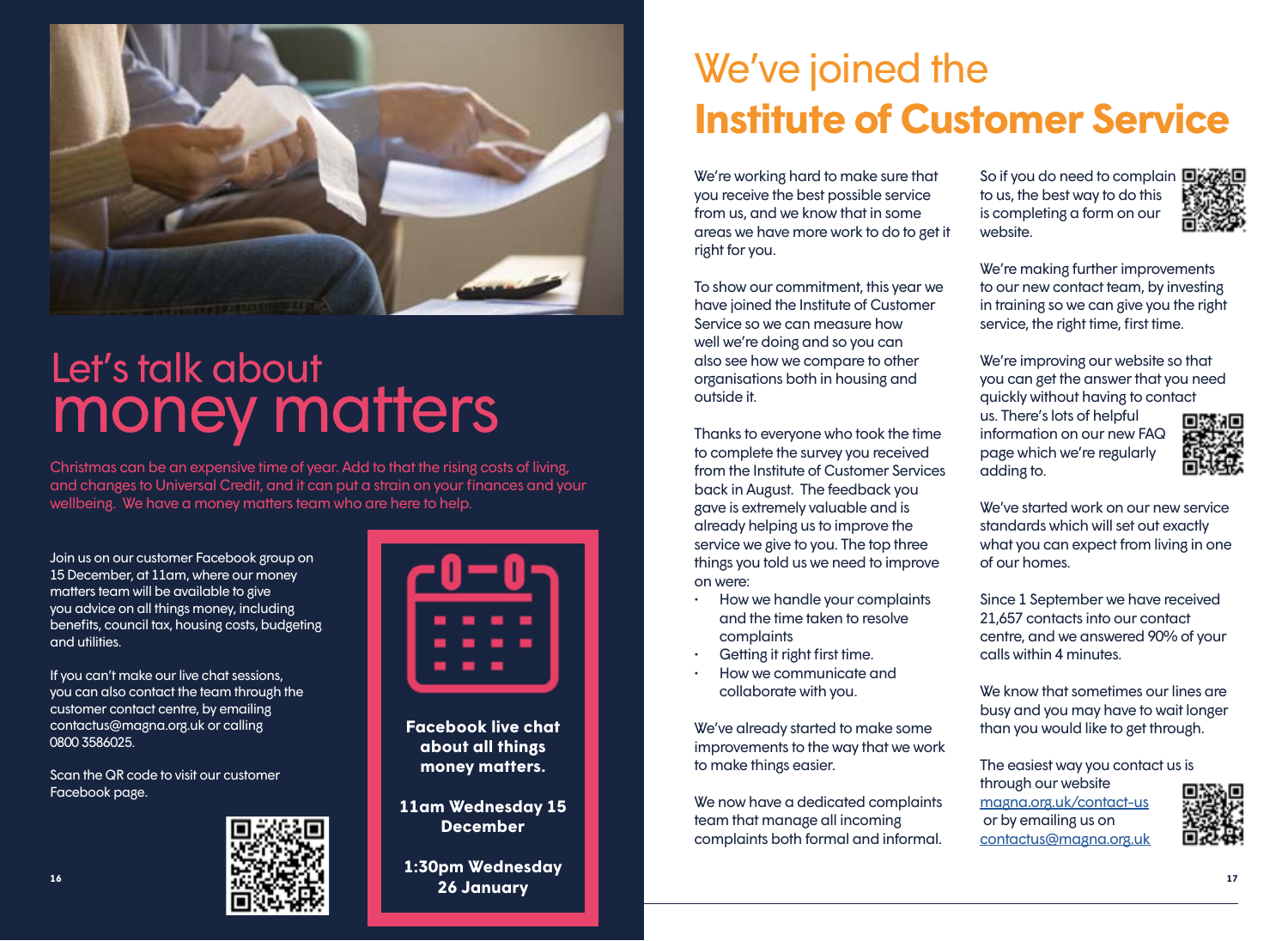# Let's talk about money matters

Christmas can be an expensive time of year. Add to that the rising costs of living, and changes to Universal Credit, and it can put a strain on your finances and your wellbeing. We have a money matters team who are here to help.

Join us on our customer Facebook group on 15 December, at 11am, where our money matters team will be available to give you advice on all things money, including benefits, council tax, housing costs, budgeting and utilities.

If you can't make our live chat sessions, you can also contact the team through the customer contact centre, by emailing contactus@magna.org.uk or calling 0800 3586025.

Scan the QR code to visit our customer Facebook page.

**Facebook live chat about all things money matters.**

**11am Wednesday 15 December**

**1:30pm Wednesday 26 January**

# We've joined the **Institute of Customer Service**

We're working hard to make sure that you receive the best possible service from us, and we know that in some areas we have more work to do to get it right for you.

To show our commitment, this year we have joined the Institute of Customer Service so we can measure how well we're doing and so you can also see how we compare to other organisations both in housing and outside it.

Thanks to everyone who took the time to complete the survey you received from the Institute of Customer Services back in August. The feedback you gave is extremely valuable and is already helping us to improve the service we give to you. The top three things you told us we need to improve on were:

- How we handle your complaints and the time taken to resolve complaints
- Getting it right first time.
- How we communicate and collaborate with you.

We've already started to make some improvements to the way that we work to make things easier.

We now have a dedicated complaints team that manage all incoming complaints both formal and informal.

So if you do need to complain to us, the best way to do this is completing a form on our website.

We're making further improvements to our new contact team, by investing in training so we can give you the right service, the right time, first time.

We're improving our website so that you can get the answer that you need quickly without having to contact us. There's lots of helpful information on our new FAQ page which we're regularly adding to.

We've started work on our new service standards which will set out exactly what you can expect from living in one of our homes.

Since 1 September we have received 21,657 contacts into our contact centre, and we answered 90% of your calls within 4 minutes.

We know that sometimes our lines are busy and you may have to wait longer than you would like to get through.

The easiest way you contact us is through our website magna.org.uk/contact-us or by emailing us on contactus@magna.org.uk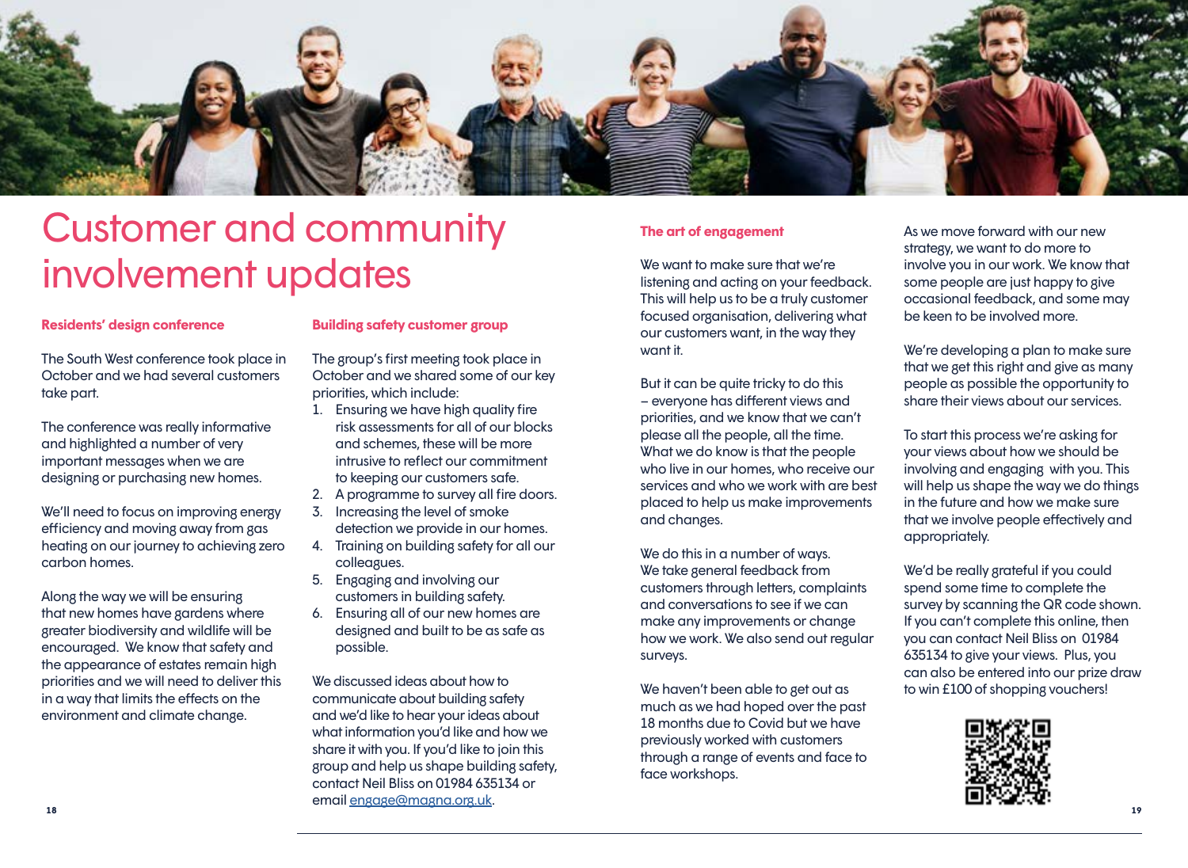# Customer and community involvement updates

### Residents' design conference

The South West conference took place in October and we had several customers take part.

The conference was really informative and highlighted a number of very important messages when we are designing or purchasing new homes.

We'll need to focus on improving energy efficiency and moving away from gas heating on our journey to achieving zero carbon homes.

Along the way we will be ensuring that new homes have gardens where greater biodiversity and wildlife will be encouraged. We know that safety and the appearance of estates remain high priorities and we will need to deliver this in a way that limits the effects on the environment and climate change.

### Building safety customer group

The group's first meeting took place in October and we shared some of our key priorities, which include:

1. Ensuring we have high quality fire risk assessments for all of our blocks and schemes, these will be more intrusive to reflect our commitment to keeping our customers safe.
2. A programme to survey all fire doors.
3. Increasing the level of smoke detection we provide in our homes.
4. Training on building safety for all our colleagues.
5. Engaging and involving our customers in building safety.
6. Ensuring all of our new homes are designed and built to be as safe as possible.

We discussed ideas about how to communicate about building safety and we'd like to hear your ideas about what information you'd like and how we share it with you. If you'd like to join this group and help us shape building safety, contact Neil Bliss on 01984 635134 or email engage@magna.org.uk.

### The art of engagement

We want to make sure that we're listening and acting on your feedback. This will help us to be a truly customer focused organisation, delivering what our customers want, in the way they want it.

But it can be quite tricky to do this – everyone has different views and priorities, and we know that we can't please all the people, all the time. What we do know is that the people who live in our homes, who receive our services and who we work with are best placed to help us make improvements and changes.

We do this in a number of ways. We take general feedback from customers through letters, complaints and conversations to see if we can make any improvements or change how we work. We also send out regular surveys.

We haven't been able to get out as much as we had hoped over the past 18 months due to Covid but we have previously worked with customers through a range of events and face to face workshops.

As we move forward with our new strategy, we want to do more to involve you in our work. We know that some people are just happy to give occasional feedback, and some may be keen to be involved more.

We're developing a plan to make sure that we get this right and give as many people as possible the opportunity to share their views about our services.

To start this process we're asking for your views about how we should be involving and engaging with you. This will help us shape the way we do things in the future and how we make sure that we involve people effectively and appropriately.

We'd be really grateful if you could spend some time to complete the survey by scanning the QR code shown. If you can't complete this online, then you can contact Neil Bliss on 01984 635134 to give your views. Plus, you can also be entered into our prize draw to win £100 of shopping vouchers!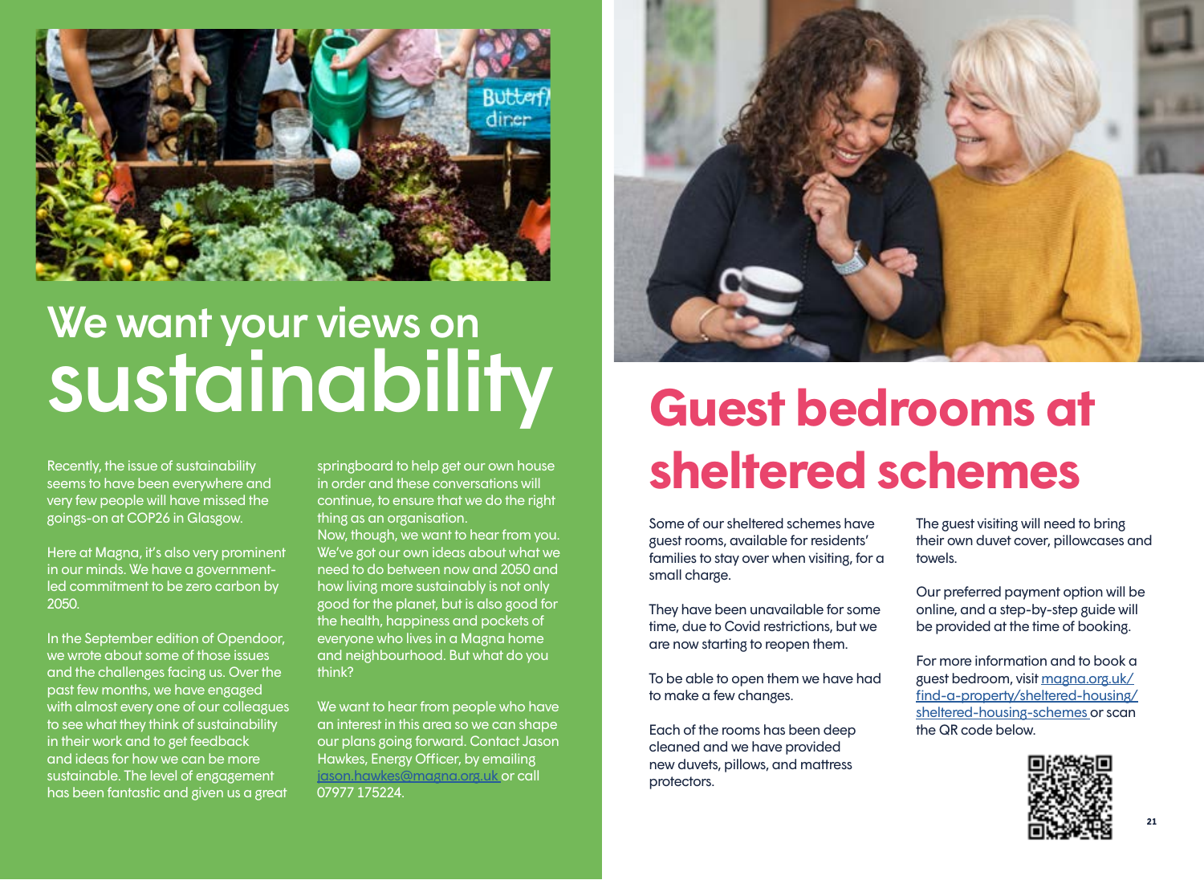# We want your views on sustainability

Recently, the issue of sustainability seems to have been everywhere and very few people will have missed the goings-on at COP26 in Glasgow.

Here at Magna, it's also very prominent in our minds. We have a government-led commitment to be zero carbon by 2050.

In the September edition of Opendoor, we wrote about some of those issues and the challenges facing us. Over the past few months, we have engaged with almost every one of our colleagues to see what they think of sustainability in their work and to get feedback and ideas for how we can be more sustainable. The level of engagement has been fantastic and given us a great springboard to help get our own house in order and these conversations will continue, to ensure that we do the right thing as an organisation.

Now, though, we want to hear from you. We've got our own ideas about what we need to do between now and 2050 and how living more sustainably is not only good for the planet, but is also good for the health, happiness and pockets of everyone who lives in a Magna home and neighbourhood. But what do you think?

We want to hear from people who have an interest in this area so we can shape our plans going forward. Contact Jason Hawkes, Energy Officer, by emailing jason.hawkes@magna.org.uk or call 07977 175224.

# Guest bedrooms at sheltered schemes

Some of our sheltered schemes have guest rooms, available for residents' families to stay over when visiting, for a small charge.

They have been unavailable for some time, due to Covid restrictions, but we are now starting to reopen them.

To be able to open them we have had to make a few changes.

Each of the rooms has been deep cleaned and we have provided new duvets, pillows, and mattress protectors.

The guest visiting will need to bring their own duvet cover, pillowcases and towels.

Our preferred payment option will be online, and a step-by-step guide will be provided at the time of booking.

For more information and to book a guest bedroom, visit magna.org.uk/find-a-property/sheltered-housing/sheltered-housing-schemes or scan the QR code below.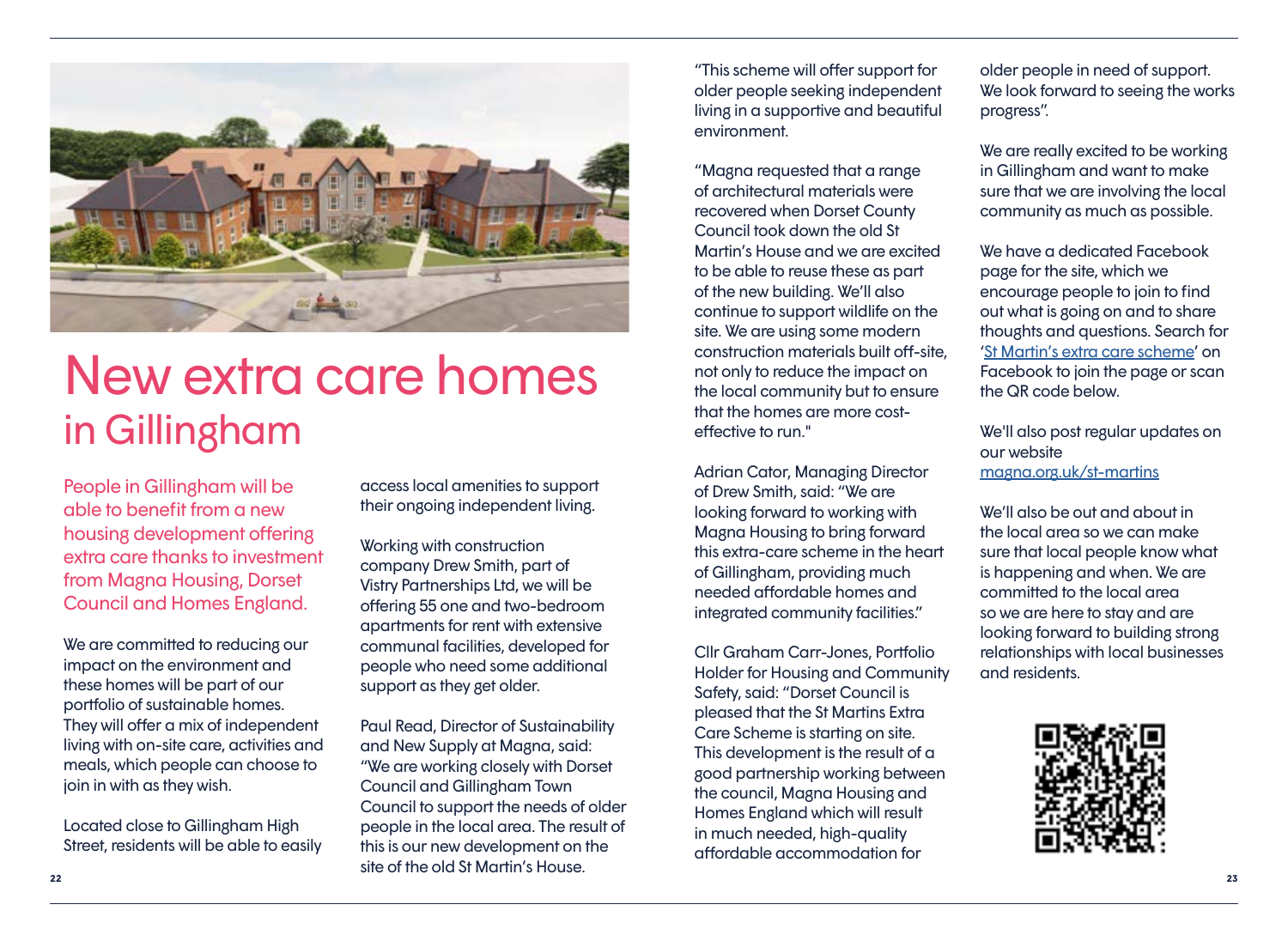# New extra care homes in Gillingham

People in Gillingham will be able to benefit from a new housing development offering extra care thanks to investment from Magna Housing, Dorset Council and Homes England.

We are committed to reducing our impact on the environment and these homes will be part of our portfolio of sustainable homes. They will offer a mix of independent living with on-site care, activities and meals, which people can choose to join in with as they wish.

Located close to Gillingham High Street, residents will be able to easily access local amenities to support their ongoing independent living.

Working with construction company Drew Smith, part of Vistry Partnerships Ltd, we will be offering 55 one and two-bedroom apartments for rent with extensive communal facilities, developed for people who need some additional support as they get older.

Paul Read, Director of Sustainability and New Supply at Magna, said: "We are working closely with Dorset Council and Gillingham Town Council to support the needs of older people in the local area. The result of this is our new development on the site of the old St Martin's House.

"This scheme will offer support for older people seeking independent living in a supportive and beautiful environment.

"Magna requested that a range of architectural materials were recovered when Dorset County Council took down the old St Martin's House and we are excited to be able to reuse these as part of the new building. We'll also continue to support wildlife on the site. We are using some modern construction materials built off-site, not only to reduce the impact on the local community but to ensure that the homes are more cost-effective to run."

Adrian Cator, Managing Director of Drew Smith, said: "We are looking forward to working with Magna Housing to bring forward this extra-care scheme in the heart of Gillingham, providing much needed affordable homes and integrated community facilities."

Cllr Graham Carr-Jones, Portfolio Holder for Housing and Community Safety, said: "Dorset Council is pleased that the St Martins Extra Care Scheme is starting on site. This development is the result of a good partnership working between the council, Magna Housing and Homes England which will result in much needed, high-quality affordable accommodation for older people in need of support. We look forward to seeing the works progress".

We are really excited to be working in Gillingham and want to make sure that we are involving the local community as much as possible.

We have a dedicated Facebook page for the site, which we encourage people to join to find out what is going on and to share thoughts and questions. Search for 'St Martin's extra care scheme' on Facebook to join the page or scan the QR code below.

We'll also post regular updates on our website magna.org.uk/st-martins

We'll also be out and about in the local area so we can make sure that local people know what is happening and when. We are committed to the local area so we are here to stay and are looking forward to building strong relationships with local businesses and residents.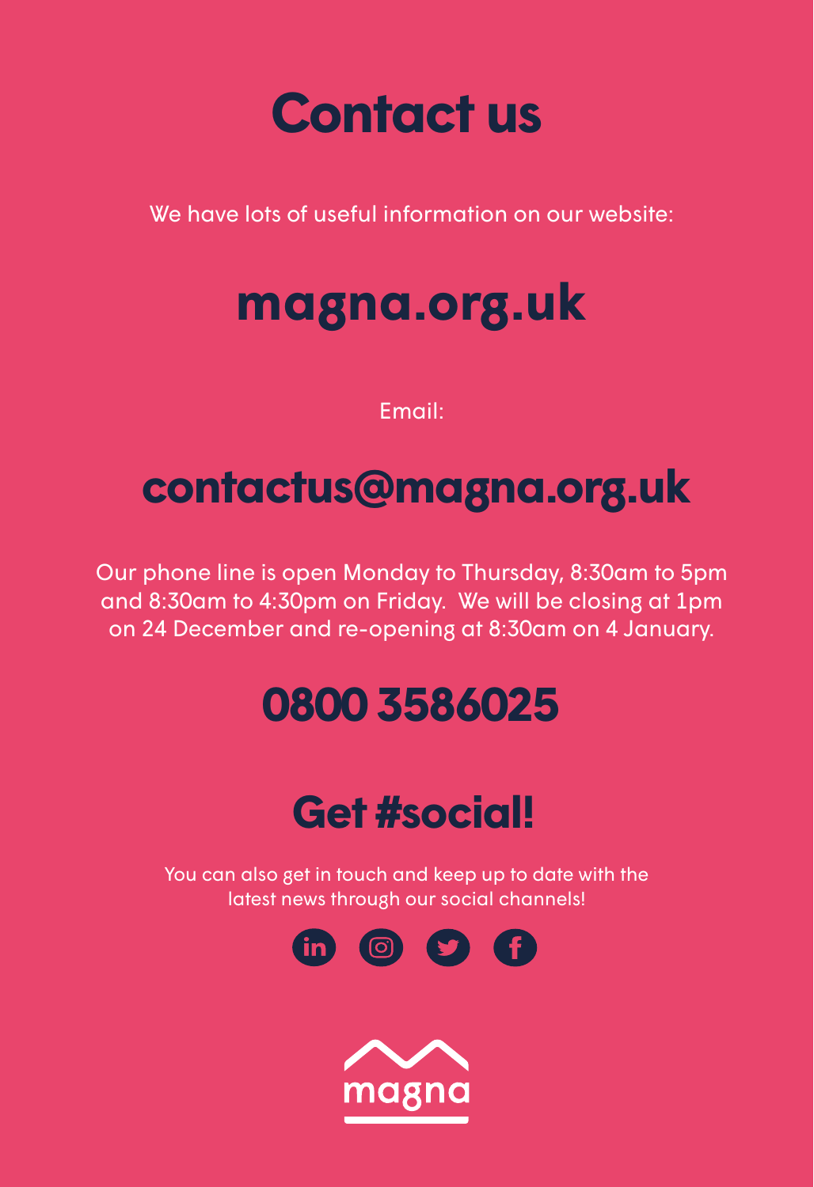# Contact us

We have lots of useful information on our website:

## magna.org.uk

Email:

## contactus@magna.org.uk

Our phone line is open Monday to Thursday, 8:30am to 5pm and 8:30am to 4:30pm on Friday. We will be closing at 1pm on 24 December and re-opening at 8:30am on 4 January.

## 0800 3586025

## Get #social!

You can also get in touch and keep up to date with the latest news through our social channels!

magna